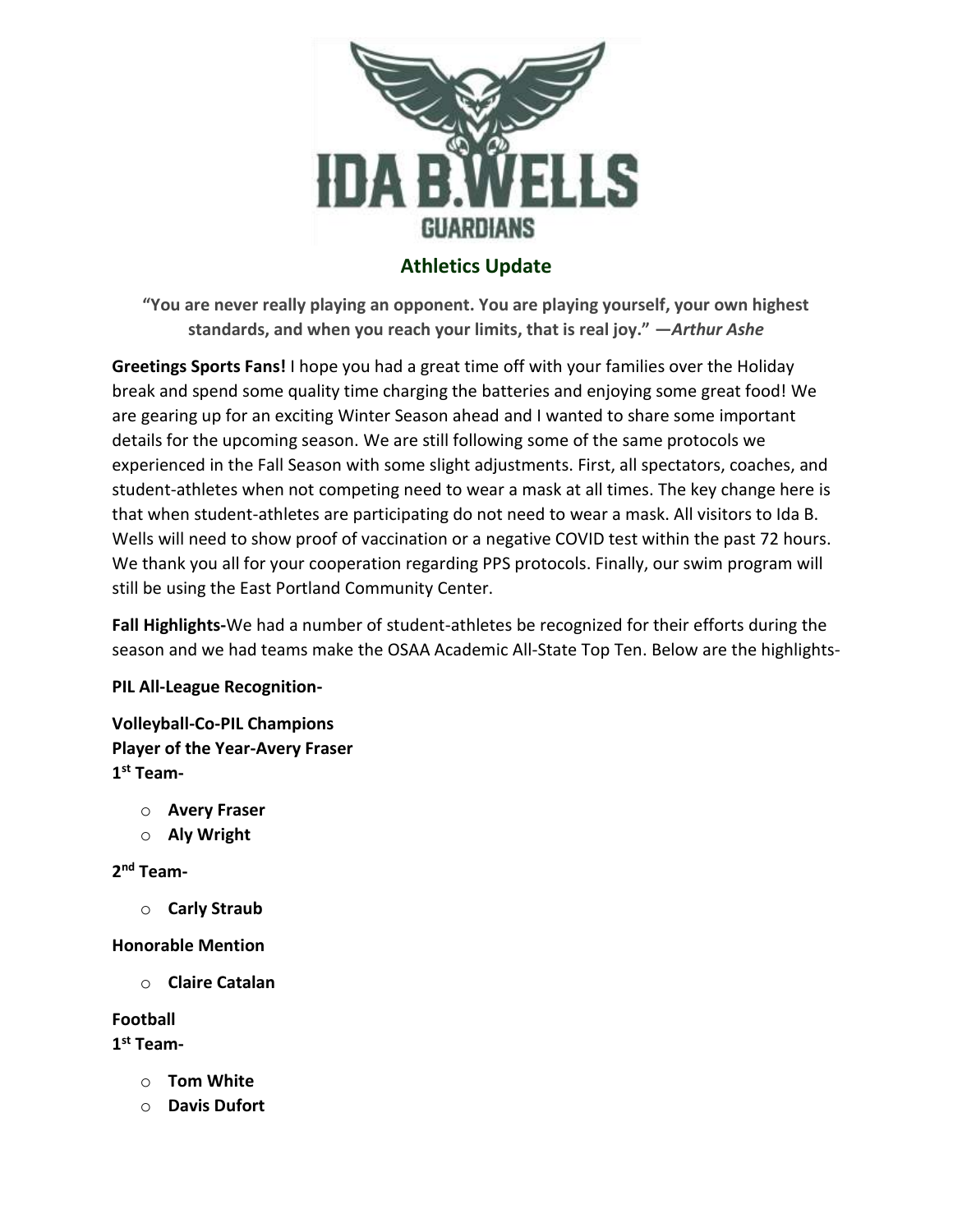# Athletics Update

**"You are never really playing an opponent. You are playing yourself, your own highest standards, and when you reach your limits, that is real joy." —*Arthur Ashe***

**Greetings Sports Fans!** I hope you had a great time off with your families over the Holiday break and spend some quality time charging the batteries and enjoying some great food! We are gearing up for an exciting Winter Season ahead and I wanted to share some important details for the upcoming season. We are still following some of the same protocols we experienced in the Fall Season with some slight adjustments. First, all spectators, coaches, and student-athletes when not competing need to wear a mask at all times. The key change here is that when student-athletes are participating do not need to wear a mask. All visitors to Ida B. Wells will need to show proof of vaccination or a negative COVID test within the past 72 hours. We thank you all for your cooperation regarding PPS protocols. Finally, our swim program will still be using the East Portland Community Center.

**Fall Highlights-**We had a number of student-athletes be recognized for their efforts during the season and we had teams make the OSAA Academic All-State Top Ten. Below are the highlights-

**PIL All-League Recognition-**

**Volleyball-Co-PIL Champions**
**Player of the Year-Avery Fraser**
**1st Team-**

- **Avery Fraser**
- **Aly Wright**

**2nd Team-**

- **Carly Straub**

**Honorable Mention**

- **Claire Catalan**

**Football**
**1st Team-**

- **Tom White**
- **Davis Dufort**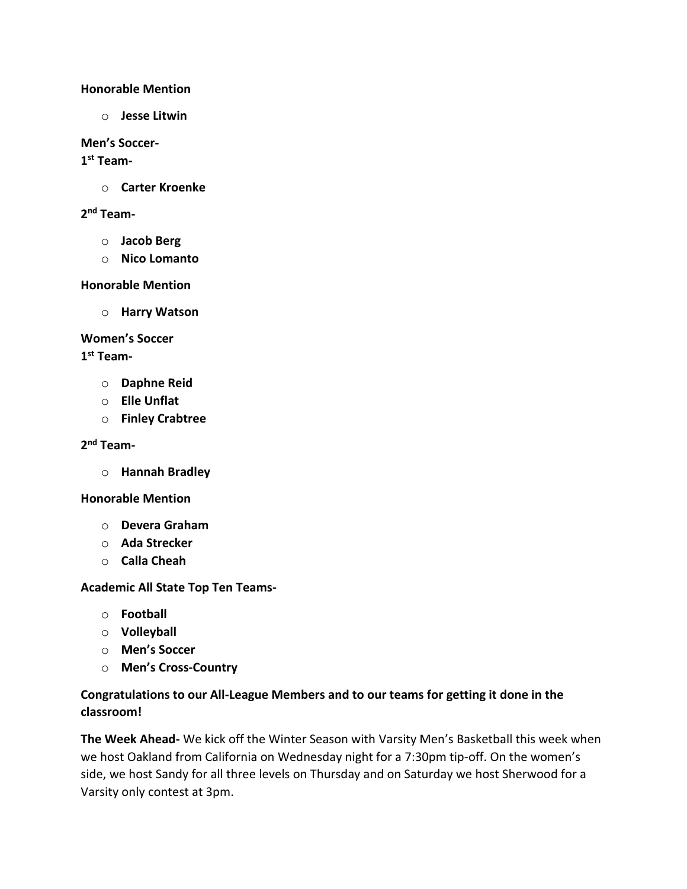**Honorable Mention**

- **Jesse Litwin**

**Men's Soccer-**
**1st Team-**

- **Carter Kroenke**

**2nd Team-**

- **Jacob Berg**
- **Nico Lomanto**

**Honorable Mention**

- **Harry Watson**

**Women's Soccer**
**1st Team-**

- **Daphne Reid**
- **Elle Unflat**
- **Finley Crabtree**

**2nd Team-**

- **Hannah Bradley**

**Honorable Mention**

- **Devera Graham**
- **Ada Strecker**
- **Calla Cheah**

**Academic All State Top Ten Teams-**

- **Football**
- **Volleyball**
- **Men's Soccer**
- **Men's Cross-Country**

**Congratulations to our All-League Members and to our teams for getting it done in the classroom!**

**The Week Ahead-** We kick off the Winter Season with Varsity Men's Basketball this week when we host Oakland from California on Wednesday night for a 7:30pm tip-off. On the women's side, we host Sandy for all three levels on Thursday and on Saturday we host Sherwood for a Varsity only contest at 3pm.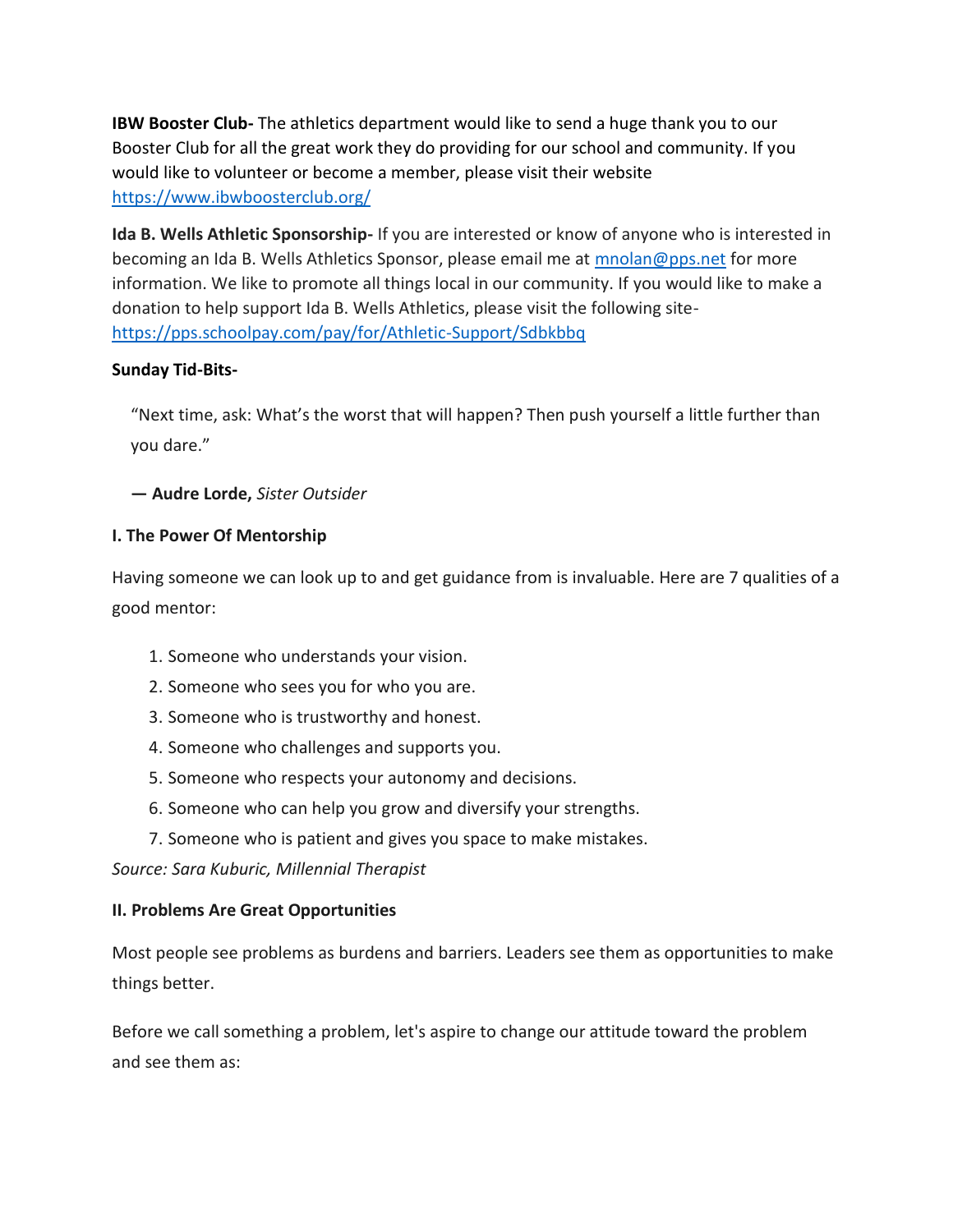**IBW Booster Club-** The athletics department would like to send a huge thank you to our Booster Club for all the great work they do providing for our school and community. If you would like to volunteer or become a member, please visit their website https://www.ibwboosterclub.org/

**Ida B. Wells Athletic Sponsorship-** If you are interested or know of anyone who is interested in becoming an Ida B. Wells Athletics Sponsor, please email me at mnolan@pps.net for more information. We like to promote all things local in our community. If you would like to make a donation to help support Ida B. Wells Athletics, please visit the following site- https://pps.schoolpay.com/pay/for/Athletic-Support/Sdbkbbq

**Sunday Tid-Bits-**

> "Next time, ask: What's the worst that will happen? Then push yourself a little further than you dare."
>
> **— Audre Lorde,** *Sister Outsider*

**I. The Power Of Mentorship**

Having someone we can look up to and get guidance from is invaluable. Here are 7 qualities of a good mentor:

1. Someone who understands your vision.
2. Someone who sees you for who you are.
3. Someone who is trustworthy and honest.
4. Someone who challenges and supports you.
5. Someone who respects your autonomy and decisions.
6. Someone who can help you grow and diversify your strengths.
7. Someone who is patient and gives you space to make mistakes.

*Source: Sara Kuburic, Millennial Therapist*

**II. Problems Are Great Opportunities**

Most people see problems as burdens and barriers. Leaders see them as opportunities to make things better.

Before we call something a problem, let's aspire to change our attitude toward the problem and see them as: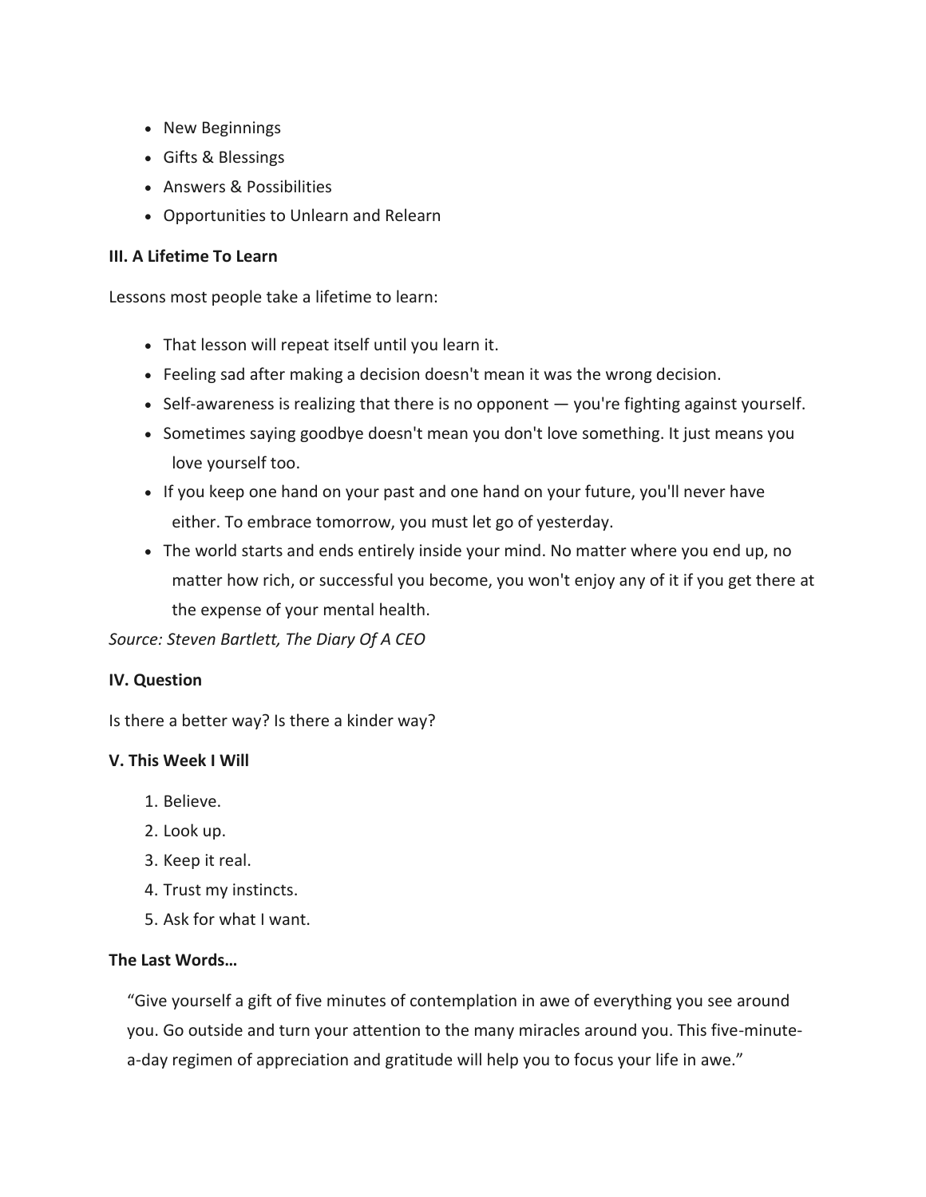- New Beginnings
- Gifts & Blessings
- Answers & Possibilities
- Opportunities to Unlearn and Relearn

**III. A Lifetime To Learn**

Lessons most people take a lifetime to learn:

- That lesson will repeat itself until you learn it.
- Feeling sad after making a decision doesn't mean it was the wrong decision.
- Self-awareness is realizing that there is no opponent — you're fighting against yourself.
- Sometimes saying goodbye doesn't mean you don't love something. It just means you love yourself too.
- If you keep one hand on your past and one hand on your future, you'll never have either. To embrace tomorrow, you must let go of yesterday.
- The world starts and ends entirely inside your mind. No matter where you end up, no matter how rich, or successful you become, you won't enjoy any of it if you get there at the expense of your mental health.

*Source: Steven Bartlett, The Diary Of A CEO*

**IV. Question**

Is there a better way? Is there a kinder way?

**V. This Week I Will**

1. Believe.
2. Look up.
3. Keep it real.
4. Trust my instincts.
5. Ask for what I want.

**The Last Words…**

"Give yourself a gift of five minutes of contemplation in awe of everything you see around you. Go outside and turn your attention to the many miracles around you. This five-minute-a-day regimen of appreciation and gratitude will help you to focus your life in awe."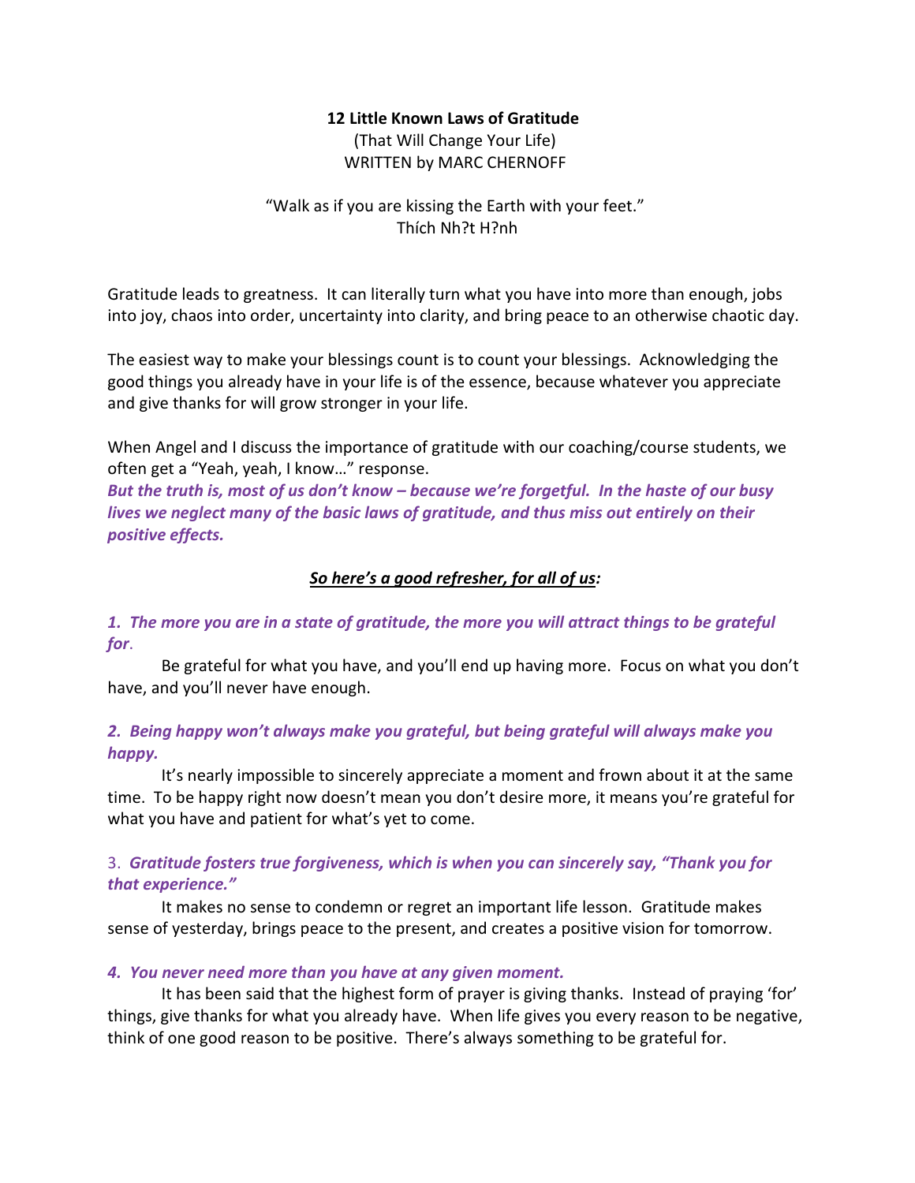**12 Little Known Laws of Gratitude**
(That Will Change Your Life)
WRITTEN by MARC CHERNOFF

"Walk as if you are kissing the Earth with your feet."
Thích Nh?t H?nh

Gratitude leads to greatness. It can literally turn what you have into more than enough, jobs into joy, chaos into order, uncertainty into clarity, and bring peace to an otherwise chaotic day.

The easiest way to make your blessings count is to count your blessings. Acknowledging the good things you already have in your life is of the essence, because whatever you appreciate and give thanks for will grow stronger in your life.

When Angel and I discuss the importance of gratitude with our coaching/course students, we often get a "Yeah, yeah, I know…" response.
***But the truth is, most of us don't know – because we're forgetful. In the haste of our busy lives we neglect many of the basic laws of gratitude, and thus miss out entirely on their positive effects.***

***So here's a good refresher, for all of us:***

***1. The more you are in a state of gratitude, the more you will attract things to be grateful for.***
Be grateful for what you have, and you'll end up having more. Focus on what you don't have, and you'll never have enough.

***2. Being happy won't always make you grateful, but being grateful will always make you happy.***
It's nearly impossible to sincerely appreciate a moment and frown about it at the same time. To be happy right now doesn't mean you don't desire more, it means you're grateful for what you have and patient for what's yet to come.

3. ***Gratitude fosters true forgiveness, which is when you can sincerely say, "Thank you for that experience."***
It makes no sense to condemn or regret an important life lesson. Gratitude makes sense of yesterday, brings peace to the present, and creates a positive vision for tomorrow.

***4. You never need more than you have at any given moment.***
It has been said that the highest form of prayer is giving thanks. Instead of praying 'for' things, give thanks for what you already have. When life gives you every reason to be negative, think of one good reason to be positive. There's always something to be grateful for.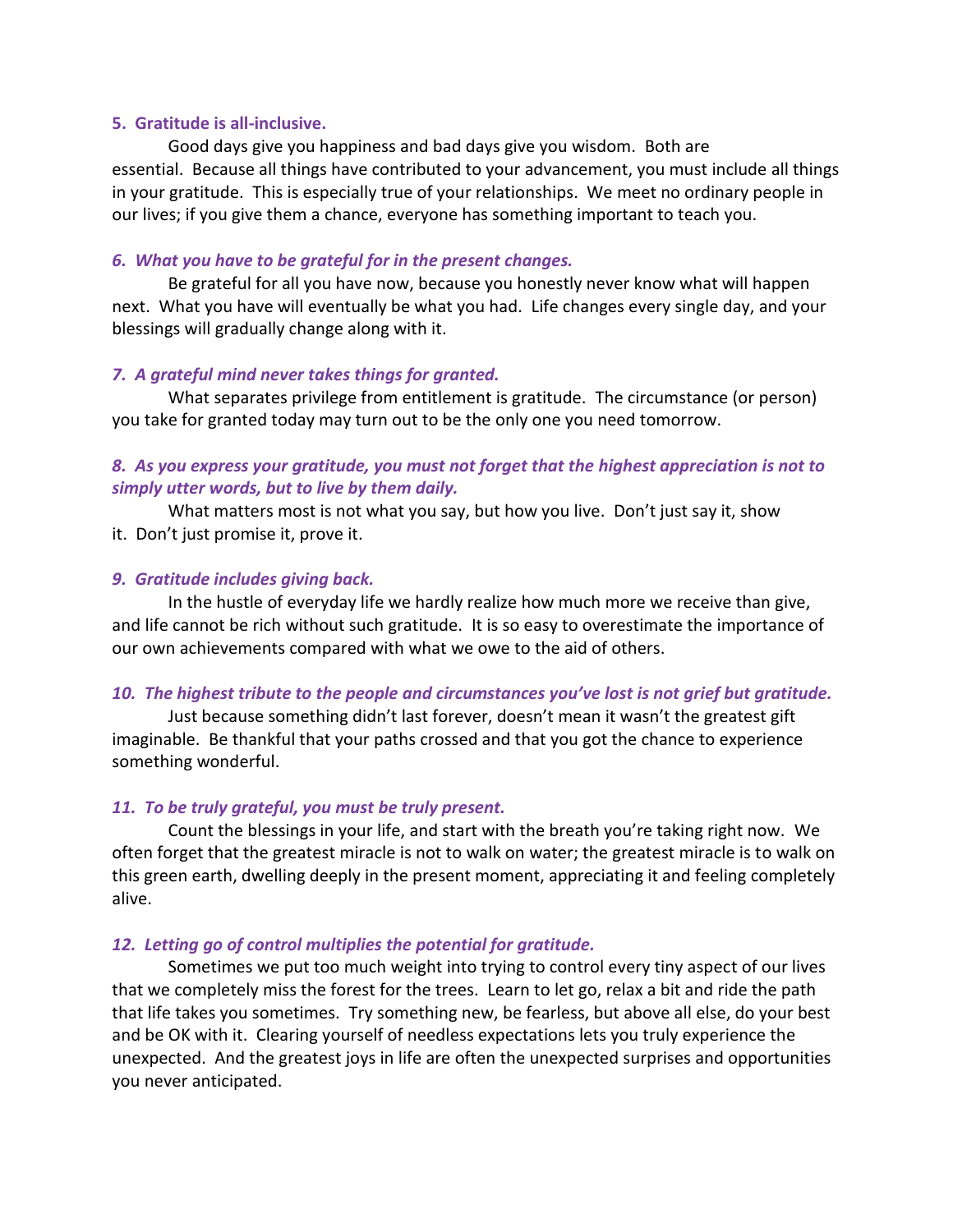**5. Gratitude is all-inclusive.**

Good days give you happiness and bad days give you wisdom. Both are essential. Because all things have contributed to your advancement, you must include all things in your gratitude. This is especially true of your relationships. We meet no ordinary people in our lives; if you give them a chance, everyone has something important to teach you.

***6. What you have to be grateful for in the present changes.***

Be grateful for all you have now, because you honestly never know what will happen next. What you have will eventually be what you had. Life changes every single day, and your blessings will gradually change along with it.

***7. A grateful mind never takes things for granted.***

What separates privilege from entitlement is gratitude. The circumstance (or person) you take for granted today may turn out to be the only one you need tomorrow.

***8. As you express your gratitude, you must not forget that the highest appreciation is not to simply utter words, but to live by them daily.***

What matters most is not what you say, but how you live. Don't just say it, show it. Don't just promise it, prove it.

***9. Gratitude includes giving back.***

In the hustle of everyday life we hardly realize how much more we receive than give, and life cannot be rich without such gratitude. It is so easy to overestimate the importance of our own achievements compared with what we owe to the aid of others.

***10. The highest tribute to the people and circumstances you've lost is not grief but gratitude.***

Just because something didn't last forever, doesn't mean it wasn't the greatest gift imaginable. Be thankful that your paths crossed and that you got the chance to experience something wonderful.

***11. To be truly grateful, you must be truly present.***

Count the blessings in your life, and start with the breath you're taking right now. We often forget that the greatest miracle is not to walk on water; the greatest miracle is to walk on this green earth, dwelling deeply in the present moment, appreciating it and feeling completely alive.

***12. Letting go of control multiplies the potential for gratitude.***

Sometimes we put too much weight into trying to control every tiny aspect of our lives that we completely miss the forest for the trees. Learn to let go, relax a bit and ride the path that life takes you sometimes. Try something new, be fearless, but above all else, do your best and be OK with it. Clearing yourself of needless expectations lets you truly experience the unexpected. And the greatest joys in life are often the unexpected surprises and opportunities you never anticipated.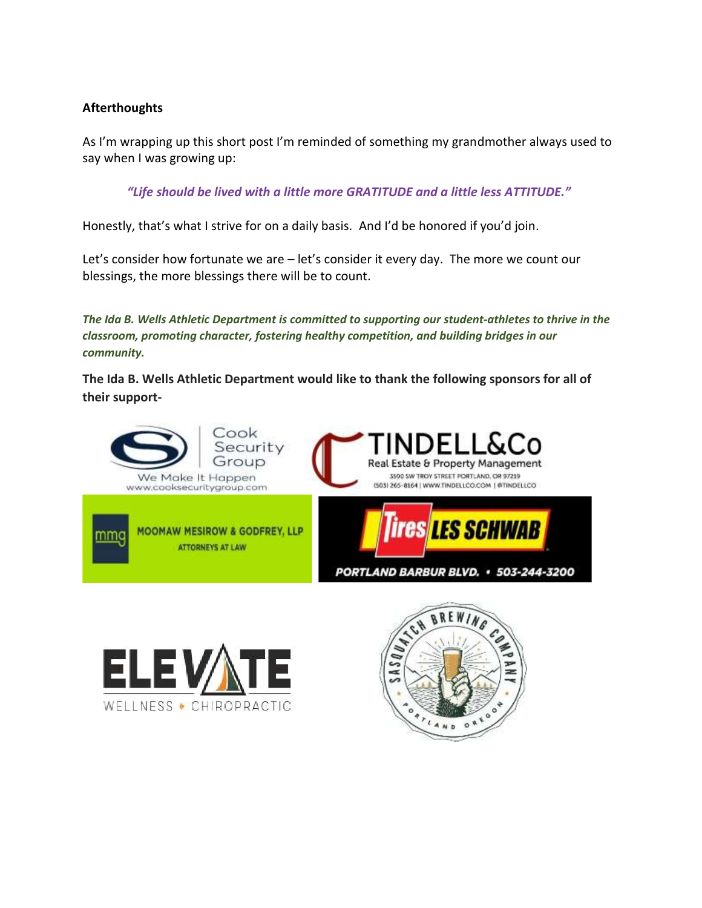**Afterthoughts**

As I'm wrapping up this short post I'm reminded of something my grandmother always used to say when I was growing up:

> ***"Life should be lived with a little more GRATITUDE and a little less ATTITUDE."***

Honestly, that's what I strive for on a daily basis. And I'd be honored if you'd join.

Let's consider how fortunate we are – let's consider it every day. The more we count our blessings, the more blessings there will be to count.

***The Ida B. Wells Athletic Department is committed to supporting our student-athletes to thrive in the classroom, promoting character, fostering healthy competition, and building bridges in our community.***

**The Ida B. Wells Athletic Department would like to thank the following sponsors for all of their support-**

Cook Security Group
We Make It Happen
www.cooksecuritygroup.com

TINDELL&Co
Real Estate & Property Management
3590 SW TROY STREET PORTLAND, OR 97219
(503) 265-8164 | WWW.TINDELLCO.COM | @TINDELLCO

mmg
MOOMAW MESIROW & GODFREY, LLP
ATTORNEYS AT LAW

Tires LES SCHWAB
PORTLAND BARBUR BLVD. • 503-244-3200

ELEVATE
WELLNESS • CHIROPRACTIC

SASQUATCH BREWING COMPANY
PORTLAND OREGON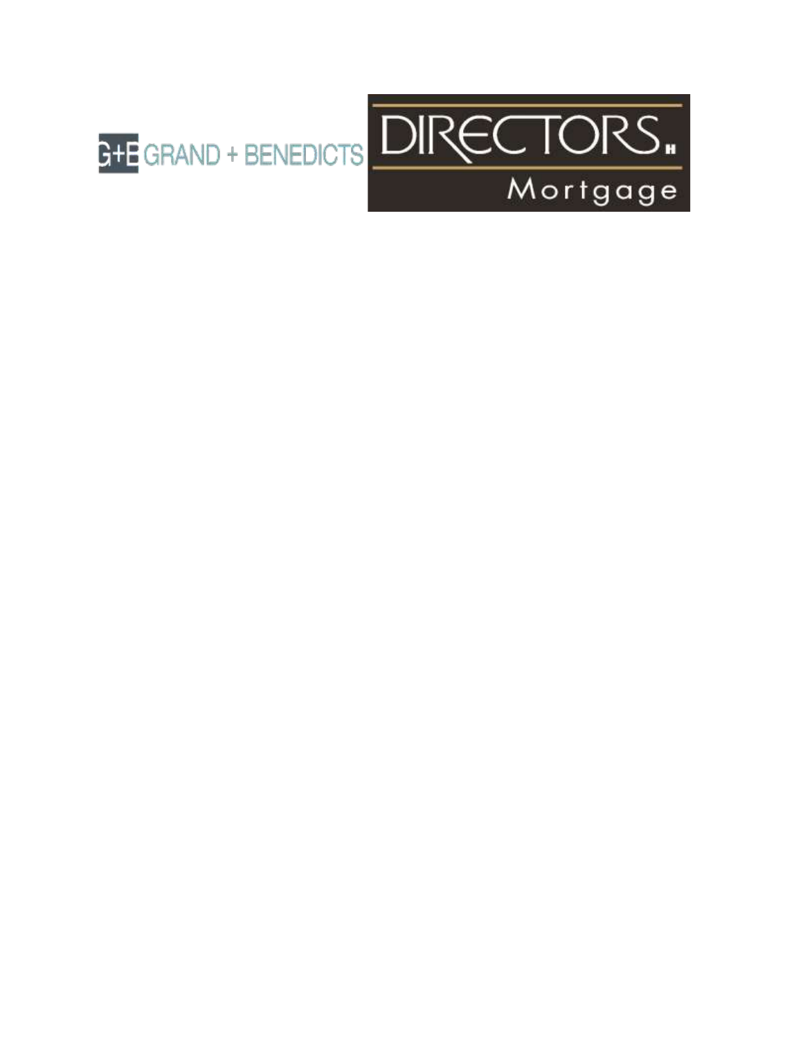G+E GRAND + BENEDICTS

DIRECTORS

Mortgage